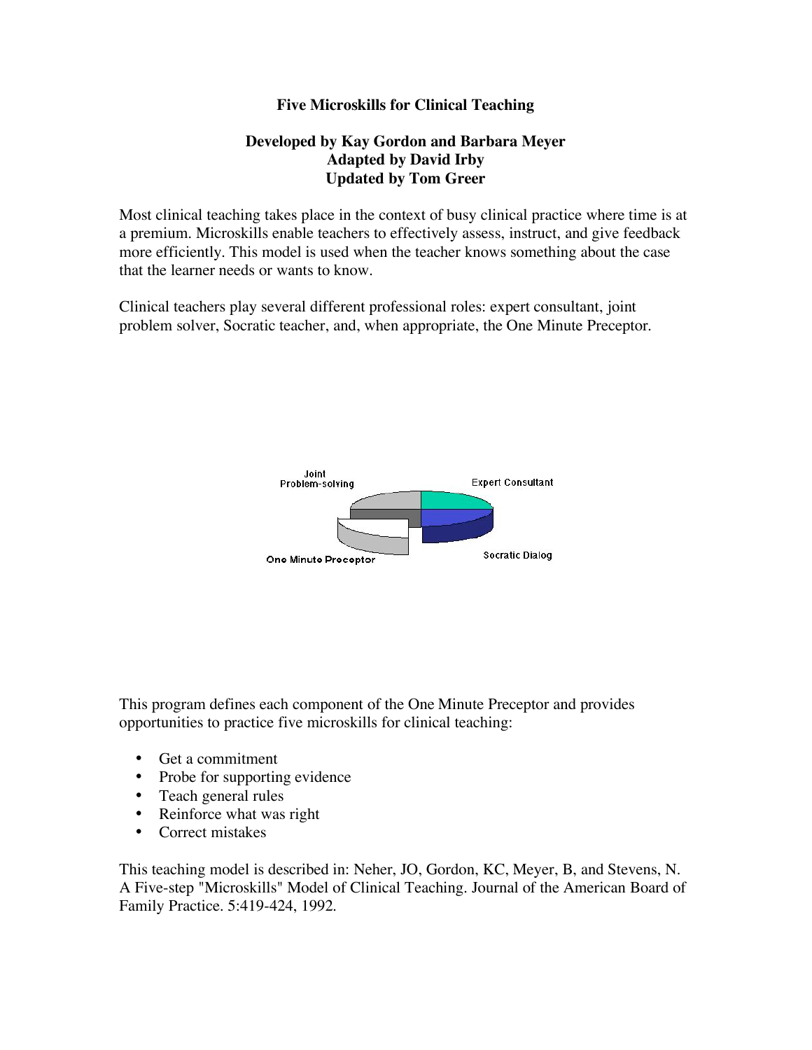# Five Microskills for Clinical Teaching

**Developed by Kay Gordon and Barbara Meyer**
**Adapted by David Irby**
**Updated by Tom Greer**

Most clinical teaching takes place in the context of busy clinical practice where time is at a premium. Microskills enable teachers to effectively assess, instruct, and give feedback more efficiently. This model is used when the teacher knows something about the case that the learner needs or wants to know.

Clinical teachers play several different professional roles: expert consultant, joint problem solver, Socratic teacher, and, when appropriate, the One Minute Preceptor.

Joint Problem-solving
Expert Consultant
Socratic Dialog
One Minute Preceptor

This program defines each component of the One Minute Preceptor and provides opportunities to practice five microskills for clinical teaching:

- Get a commitment
- Probe for supporting evidence
- Teach general rules
- Reinforce what was right
- Correct mistakes

This teaching model is described in: Neher, JO, Gordon, KC, Meyer, B, and Stevens, N. A Five-step "Microskills" Model of Clinical Teaching. Journal of the American Board of Family Practice. 5:419-424, 1992.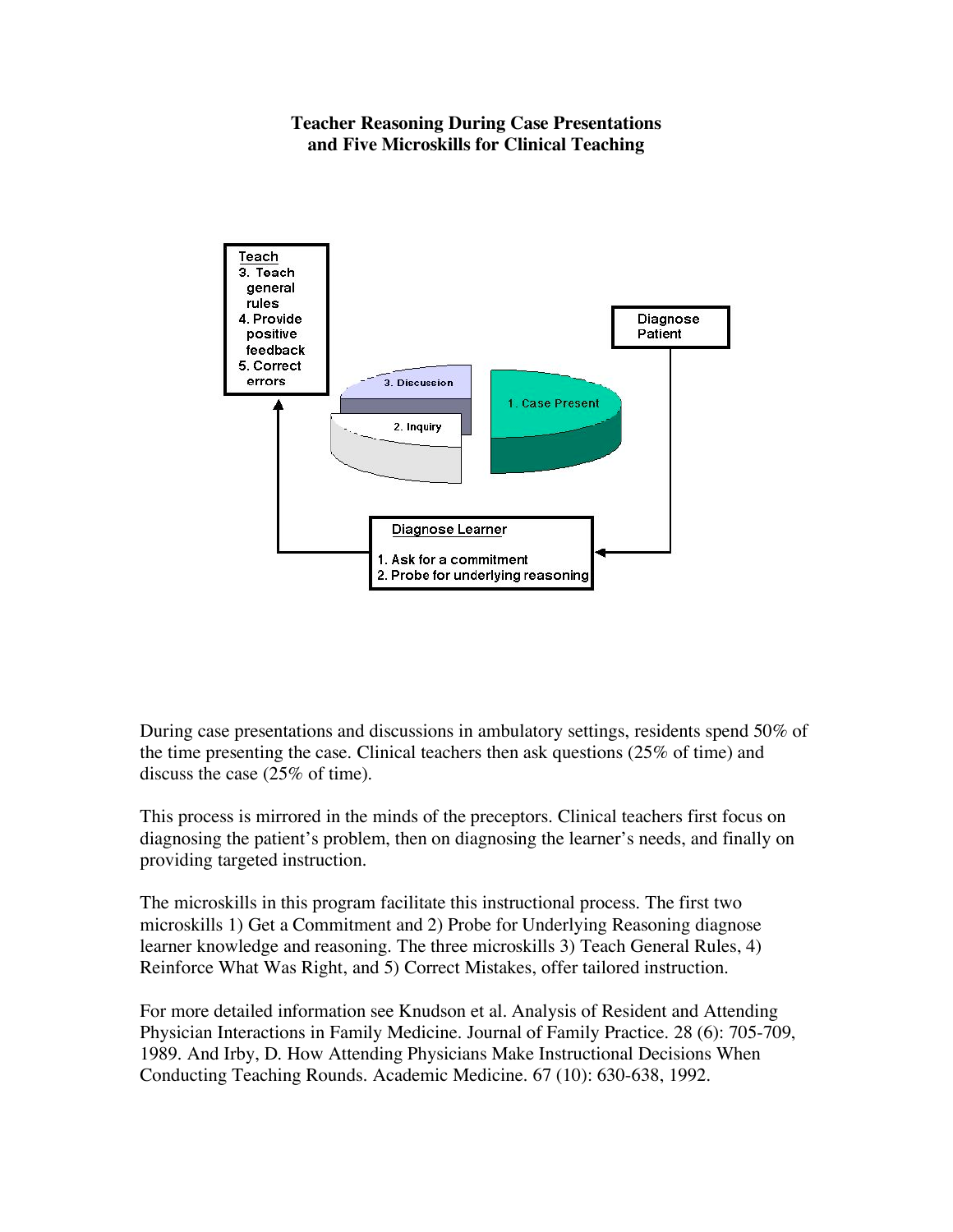# Teacher Reasoning During Case Presentations and Five Microskills for Clinical Teaching

**Teach**
3. Teach general rules
4. Provide positive feedback
5. Correct errors

**Diagnose Patient**

3. Discussion
2. Inquiry
1. Case Present

**Diagnose Learner**
1. Ask for a commitment
2. Probe for underlying reasoning

During case presentations and discussions in ambulatory settings, residents spend 50% of the time presenting the case. Clinical teachers then ask questions (25% of time) and discuss the case (25% of time).

This process is mirrored in the minds of the preceptors. Clinical teachers first focus on diagnosing the patient's problem, then on diagnosing the learner's needs, and finally on providing targeted instruction.

The microskills in this program facilitate this instructional process. The first two microskills 1) Get a Commitment and 2) Probe for Underlying Reasoning diagnose learner knowledge and reasoning. The three microskills 3) Teach General Rules, 4) Reinforce What Was Right, and 5) Correct Mistakes, offer tailored instruction.

For more detailed information see Knudson et al. Analysis of Resident and Attending Physician Interactions in Family Medicine. Journal of Family Practice. 28 (6): 705-709, 1989. And Irby, D. How Attending Physicians Make Instructional Decisions When Conducting Teaching Rounds. Academic Medicine. 67 (10): 630-638, 1992.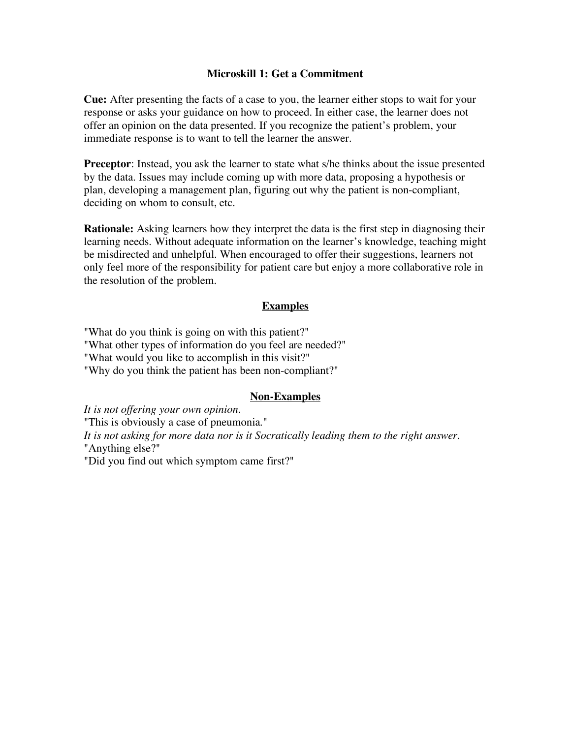## Microskill 1: Get a Commitment

**Cue:** After presenting the facts of a case to you, the learner either stops to wait for your response or asks your guidance on how to proceed. In either case, the learner does not offer an opinion on the data presented. If you recognize the patient's problem, your immediate response is to want to tell the learner the answer.

**Preceptor**: Instead, you ask the learner to state what s/he thinks about the issue presented by the data. Issues may include coming up with more data, proposing a hypothesis or plan, developing a management plan, figuring out why the patient is non-compliant, deciding on whom to consult, etc.

**Rationale:** Asking learners how they interpret the data is the first step in diagnosing their learning needs. Without adequate information on the learner's knowledge, teaching might be misdirected and unhelpful. When encouraged to offer their suggestions, learners not only feel more of the responsibility for patient care but enjoy a more collaborative role in the resolution of the problem.

### Examples

"What do you think is going on with this patient?"
"What other types of information do you feel are needed?"
"What would you like to accomplish in this visit?"
"Why do you think the patient has been non-compliant?"

### Non-Examples

*It is not offering your own opinion.*
"This is obviously a case of pneumonia."
*It is not asking for more data nor is it Socratically leading them to the right answer.*
"Anything else?"
"Did you find out which symptom came first?"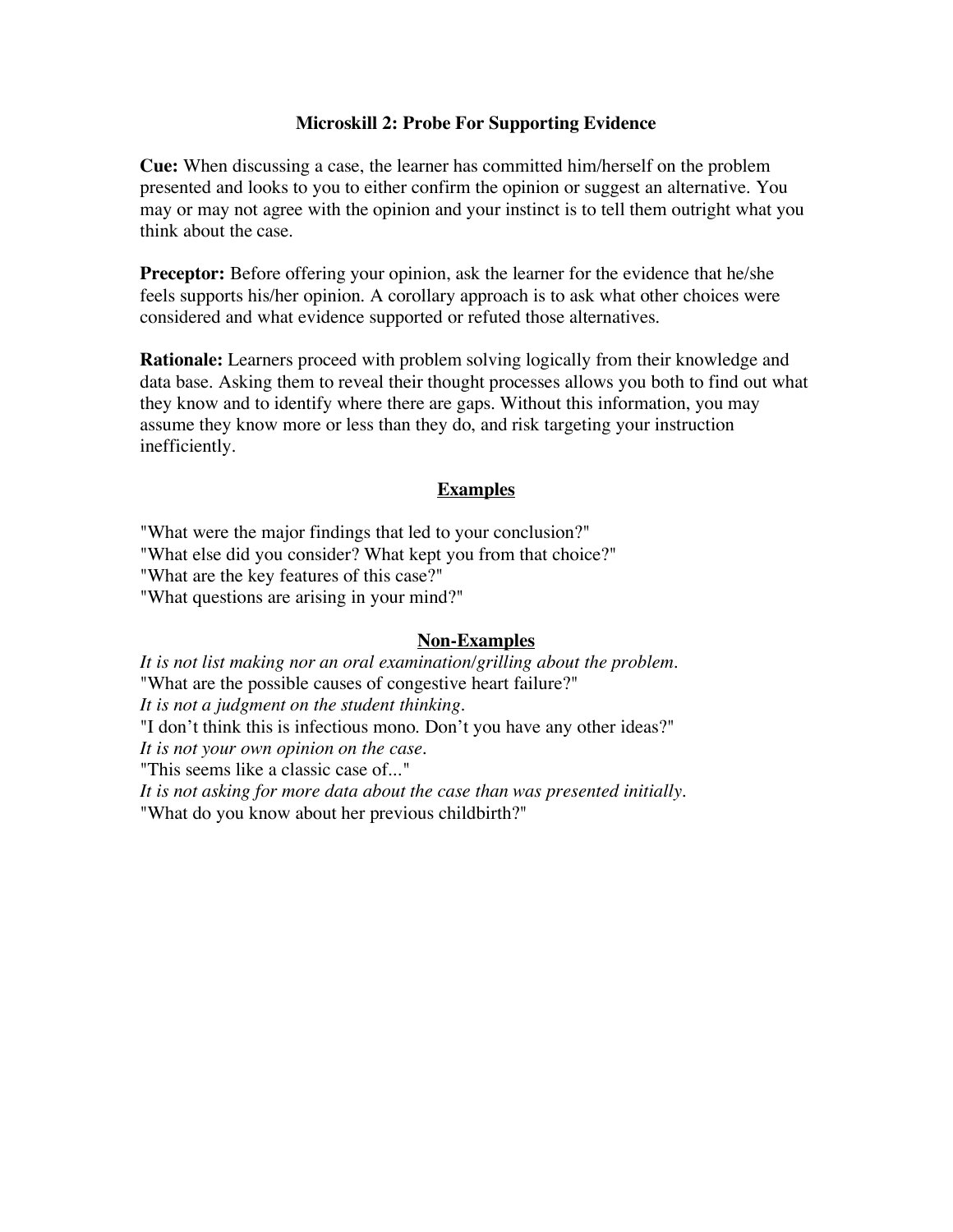## Microskill 2: Probe For Supporting Evidence

**Cue:** When discussing a case, the learner has committed him/herself on the problem presented and looks to you to either confirm the opinion or suggest an alternative. You may or may not agree with the opinion and your instinct is to tell them outright what you think about the case.

**Preceptor:** Before offering your opinion, ask the learner for the evidence that he/she feels supports his/her opinion. A corollary approach is to ask what other choices were considered and what evidence supported or refuted those alternatives.

**Rationale:** Learners proceed with problem solving logically from their knowledge and data base. Asking them to reveal their thought processes allows you both to find out what they know and to identify where there are gaps. Without this information, you may assume they know more or less than they do, and risk targeting your instruction inefficiently.

### Examples

"What were the major findings that led to your conclusion?"
"What else did you consider? What kept you from that choice?"
"What are the key features of this case?"
"What questions are arising in your mind?"

### Non-Examples

*It is not list making nor an oral examination/grilling about the problem.*
"What are the possible causes of congestive heart failure?"
*It is not a judgment on the student thinking.*
"I don't think this is infectious mono. Don't you have any other ideas?"
*It is not your own opinion on the case.*
"This seems like a classic case of..."
*It is not asking for more data about the case than was presented initially.*
"What do you know about her previous childbirth?"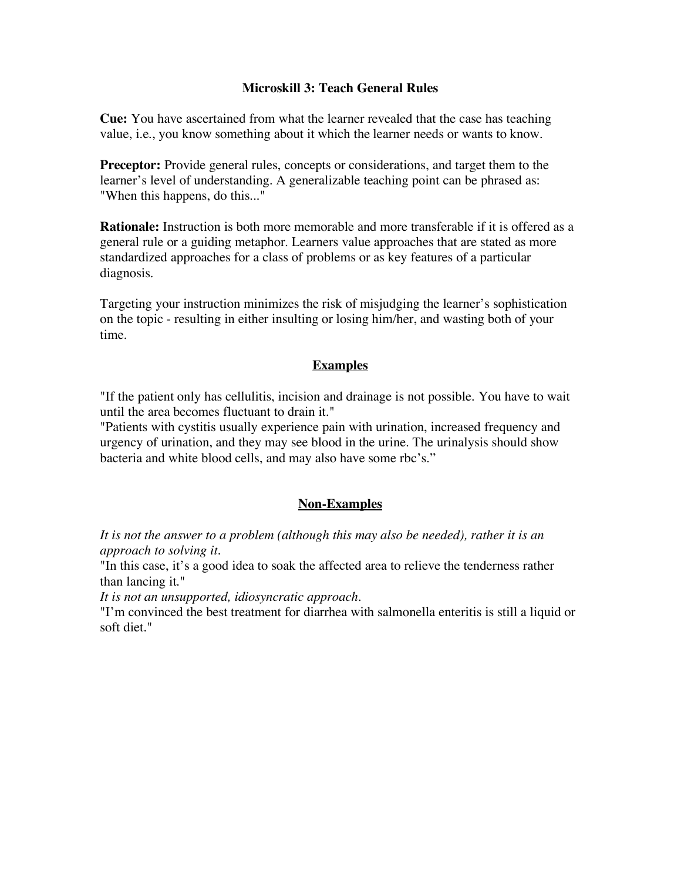# Microskill 3: Teach General Rules

**Cue:** You have ascertained from what the learner revealed that the case has teaching value, i.e., you know something about it which the learner needs or wants to know.

**Preceptor:** Provide general rules, concepts or considerations, and target them to the learner's level of understanding. A generalizable teaching point can be phrased as: "When this happens, do this..."

**Rationale:** Instruction is both more memorable and more transferable if it is offered as a general rule or a guiding metaphor. Learners value approaches that are stated as more standardized approaches for a class of problems or as key features of a particular diagnosis.

Targeting your instruction minimizes the risk of misjudging the learner's sophistication on the topic - resulting in either insulting or losing him/her, and wasting both of your time.

## Examples

"If the patient only has cellulitis, incision and drainage is not possible. You have to wait until the area becomes fluctuant to drain it."
"Patients with cystitis usually experience pain with urination, increased frequency and urgency of urination, and they may see blood in the urine. The urinalysis should show bacteria and white blood cells, and may also have some rbc's."

## Non-Examples

*It is not the answer to a problem (although this may also be needed), rather it is an approach to solving it.*
"In this case, it's a good idea to soak the affected area to relieve the tenderness rather than lancing it."
*It is not an unsupported, idiosyncratic approach.*
"I'm convinced the best treatment for diarrhea with salmonella enteritis is still a liquid or soft diet."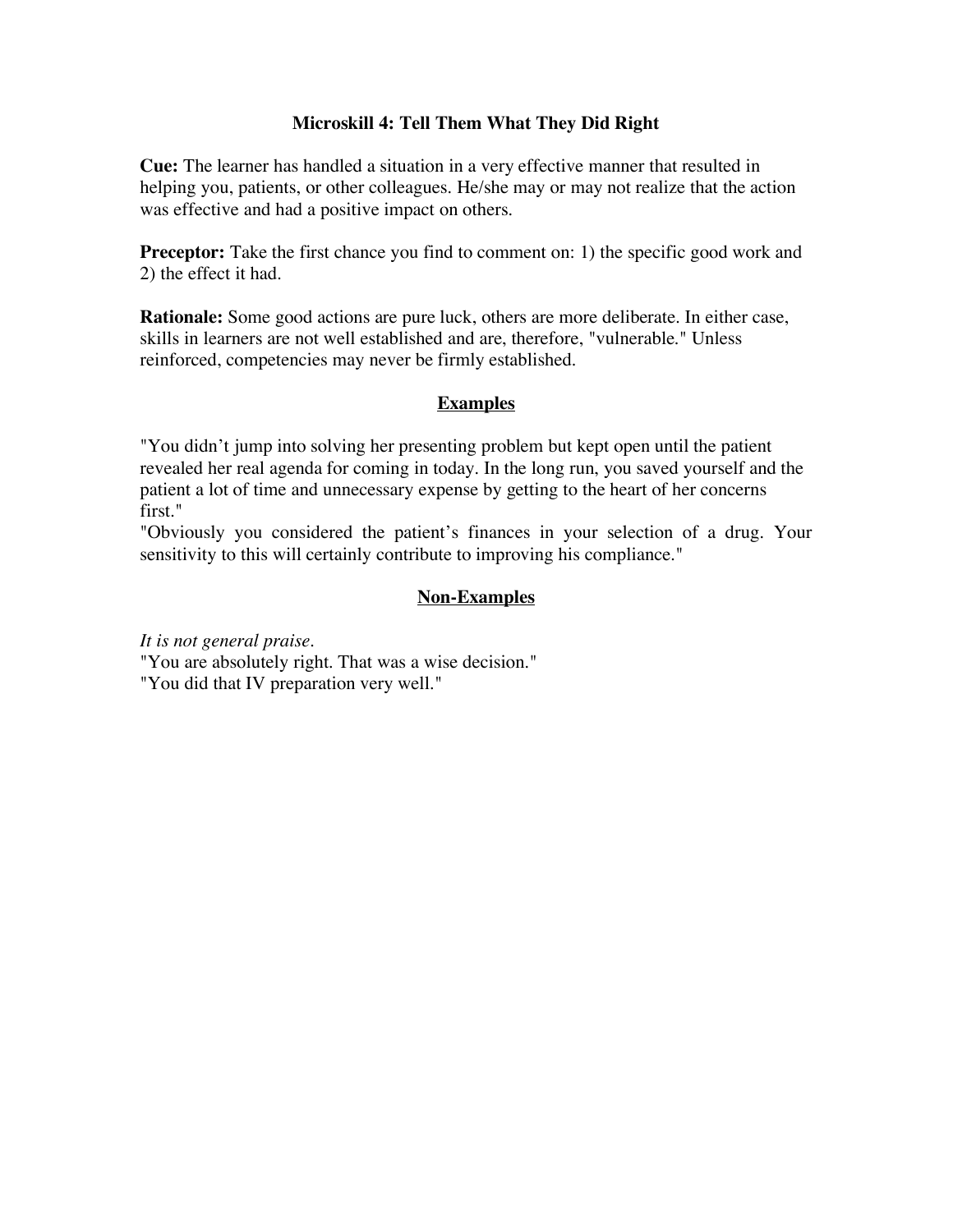## Microskill 4: Tell Them What They Did Right

**Cue:** The learner has handled a situation in a very effective manner that resulted in helping you, patients, or other colleagues. He/she may or may not realize that the action was effective and had a positive impact on others.

**Preceptor:** Take the first chance you find to comment on: 1) the specific good work and 2) the effect it had.

**Rationale:** Some good actions are pure luck, others are more deliberate. In either case, skills in learners are not well established and are, therefore, "vulnerable." Unless reinforced, competencies may never be firmly established.

### Examples

"You didn't jump into solving her presenting problem but kept open until the patient revealed her real agenda for coming in today. In the long run, you saved yourself and the patient a lot of time and unnecessary expense by getting to the heart of her concerns first."

"Obviously you considered the patient's finances in your selection of a drug. Your sensitivity to this will certainly contribute to improving his compliance."

### Non-Examples

*It is not general praise.*

"You are absolutely right. That was a wise decision."

"You did that IV preparation very well."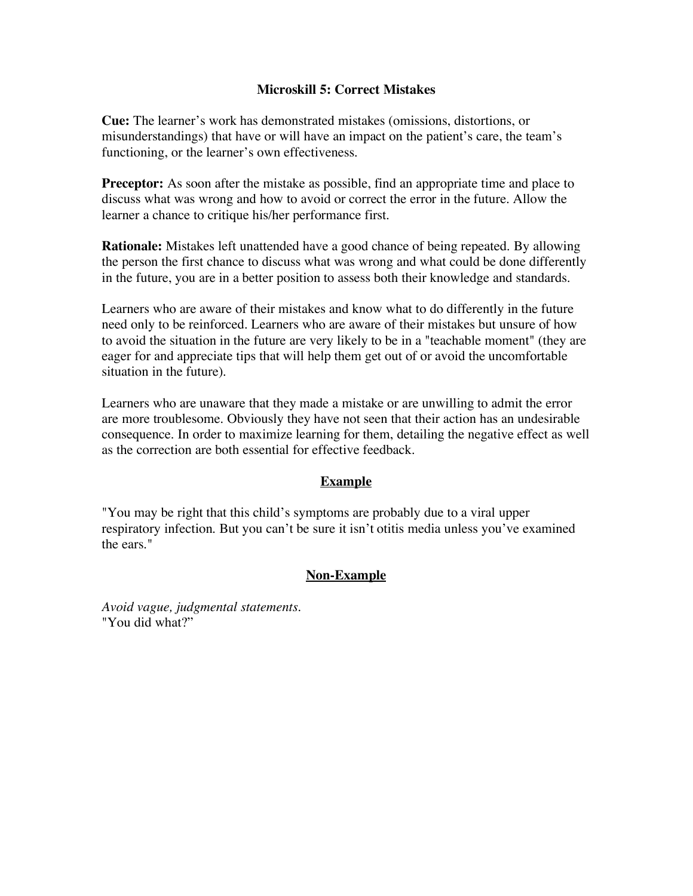## Microskill 5: Correct Mistakes

**Cue:** The learner's work has demonstrated mistakes (omissions, distortions, or misunderstandings) that have or will have an impact on the patient's care, the team's functioning, or the learner's own effectiveness.

**Preceptor:** As soon after the mistake as possible, find an appropriate time and place to discuss what was wrong and how to avoid or correct the error in the future. Allow the learner a chance to critique his/her performance first.

**Rationale:** Mistakes left unattended have a good chance of being repeated. By allowing the person the first chance to discuss what was wrong and what could be done differently in the future, you are in a better position to assess both their knowledge and standards.

Learners who are aware of their mistakes and know what to do differently in the future need only to be reinforced. Learners who are aware of their mistakes but unsure of how to avoid the situation in the future are very likely to be in a "teachable moment" (they are eager for and appreciate tips that will help them get out of or avoid the uncomfortable situation in the future).

Learners who are unaware that they made a mistake or are unwilling to admit the error are more troublesome. Obviously they have not seen that their action has an undesirable consequence. In order to maximize learning for them, detailing the negative effect as well as the correction are both essential for effective feedback.

### Example

"You may be right that this child's symptoms are probably due to a viral upper respiratory infection. But you can't be sure it isn't otitis media unless you've examined the ears."

### Non-Example

*Avoid vague, judgmental statements.*
"You did what?"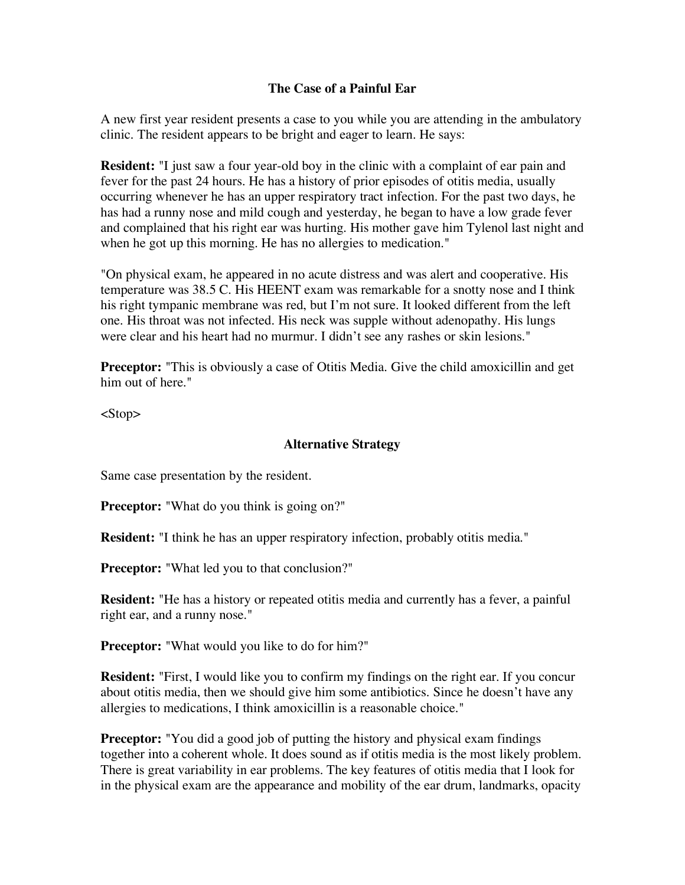## The Case of a Painful Ear

A new first year resident presents a case to you while you are attending in the ambulatory clinic. The resident appears to be bright and eager to learn. He says:

**Resident:** "I just saw a four year-old boy in the clinic with a complaint of ear pain and fever for the past 24 hours. He has a history of prior episodes of otitis media, usually occurring whenever he has an upper respiratory tract infection. For the past two days, he has had a runny nose and mild cough and yesterday, he began to have a low grade fever and complained that his right ear was hurting. His mother gave him Tylenol last night and when he got up this morning. He has no allergies to medication."

"On physical exam, he appeared in no acute distress and was alert and cooperative. His temperature was 38.5 C. His HEENT exam was remarkable for a snotty nose and I think his right tympanic membrane was red, but I'm not sure. It looked different from the left one. His throat was not infected. His neck was supple without adenopathy. His lungs were clear and his heart had no murmur. I didn't see any rashes or skin lesions."

**Preceptor:** "This is obviously a case of Otitis Media. Give the child amoxicillin and get him out of here."

<Stop>

## Alternative Strategy

Same case presentation by the resident.

**Preceptor:** "What do you think is going on?"

**Resident:** "I think he has an upper respiratory infection, probably otitis media."

**Preceptor:** "What led you to that conclusion?"

**Resident:** "He has a history or repeated otitis media and currently has a fever, a painful right ear, and a runny nose."

**Preceptor:** "What would you like to do for him?"

**Resident:** "First, I would like you to confirm my findings on the right ear. If you concur about otitis media, then we should give him some antibiotics. Since he doesn't have any allergies to medications, I think amoxicillin is a reasonable choice."

**Preceptor:** "You did a good job of putting the history and physical exam findings together into a coherent whole. It does sound as if otitis media is the most likely problem. There is great variability in ear problems. The key features of otitis media that I look for in the physical exam are the appearance and mobility of the ear drum, landmarks, opacity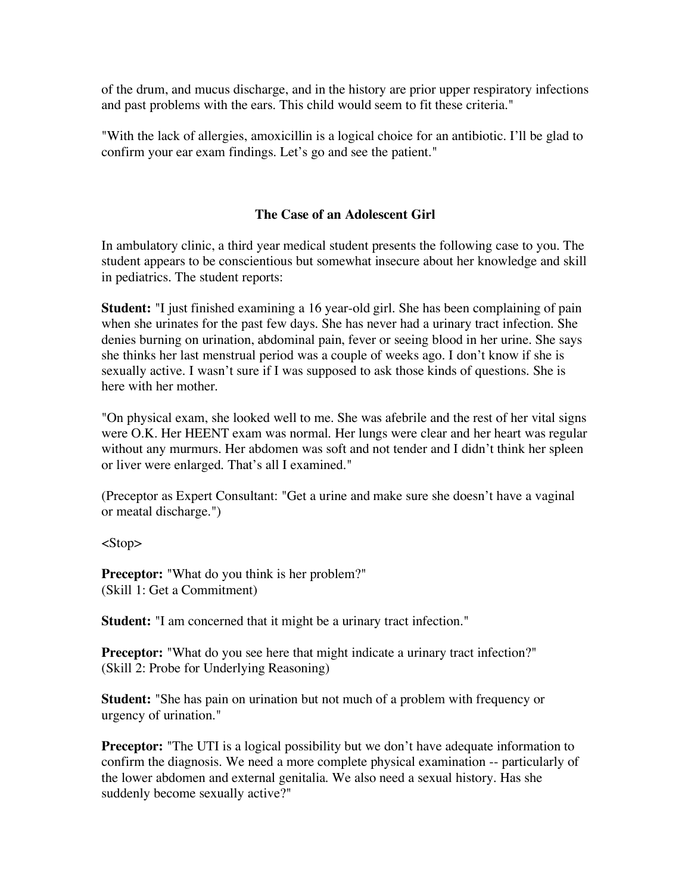of the drum, and mucus discharge, and in the history are prior upper respiratory infections and past problems with the ears. This child would seem to fit these criteria."

"With the lack of allergies, amoxicillin is a logical choice for an antibiotic. I'll be glad to confirm your ear exam findings. Let's go and see the patient."

### The Case of an Adolescent Girl

In ambulatory clinic, a third year medical student presents the following case to you. The student appears to be conscientious but somewhat insecure about her knowledge and skill in pediatrics. The student reports:

**Student:** "I just finished examining a 16 year-old girl. She has been complaining of pain when she urinates for the past few days. She has never had a urinary tract infection. She denies burning on urination, abdominal pain, fever or seeing blood in her urine. She says she thinks her last menstrual period was a couple of weeks ago. I don't know if she is sexually active. I wasn't sure if I was supposed to ask those kinds of questions. She is here with her mother.

"On physical exam, she looked well to me. She was afebrile and the rest of her vital signs were O.K. Her HEENT exam was normal. Her lungs were clear and her heart was regular without any murmurs. Her abdomen was soft and not tender and I didn't think her spleen or liver were enlarged. That's all I examined."

(Preceptor as Expert Consultant: "Get a urine and make sure she doesn't have a vaginal or meatal discharge.")

<Stop>

**Preceptor:** "What do you think is her problem?"
(Skill 1: Get a Commitment)

**Student:** "I am concerned that it might be a urinary tract infection."

**Preceptor:** "What do you see here that might indicate a urinary tract infection?"
(Skill 2: Probe for Underlying Reasoning)

**Student:** "She has pain on urination but not much of a problem with frequency or urgency of urination."

**Preceptor:** "The UTI is a logical possibility but we don't have adequate information to confirm the diagnosis. We need a more complete physical examination -- particularly of the lower abdomen and external genitalia. We also need a sexual history. Has she suddenly become sexually active?"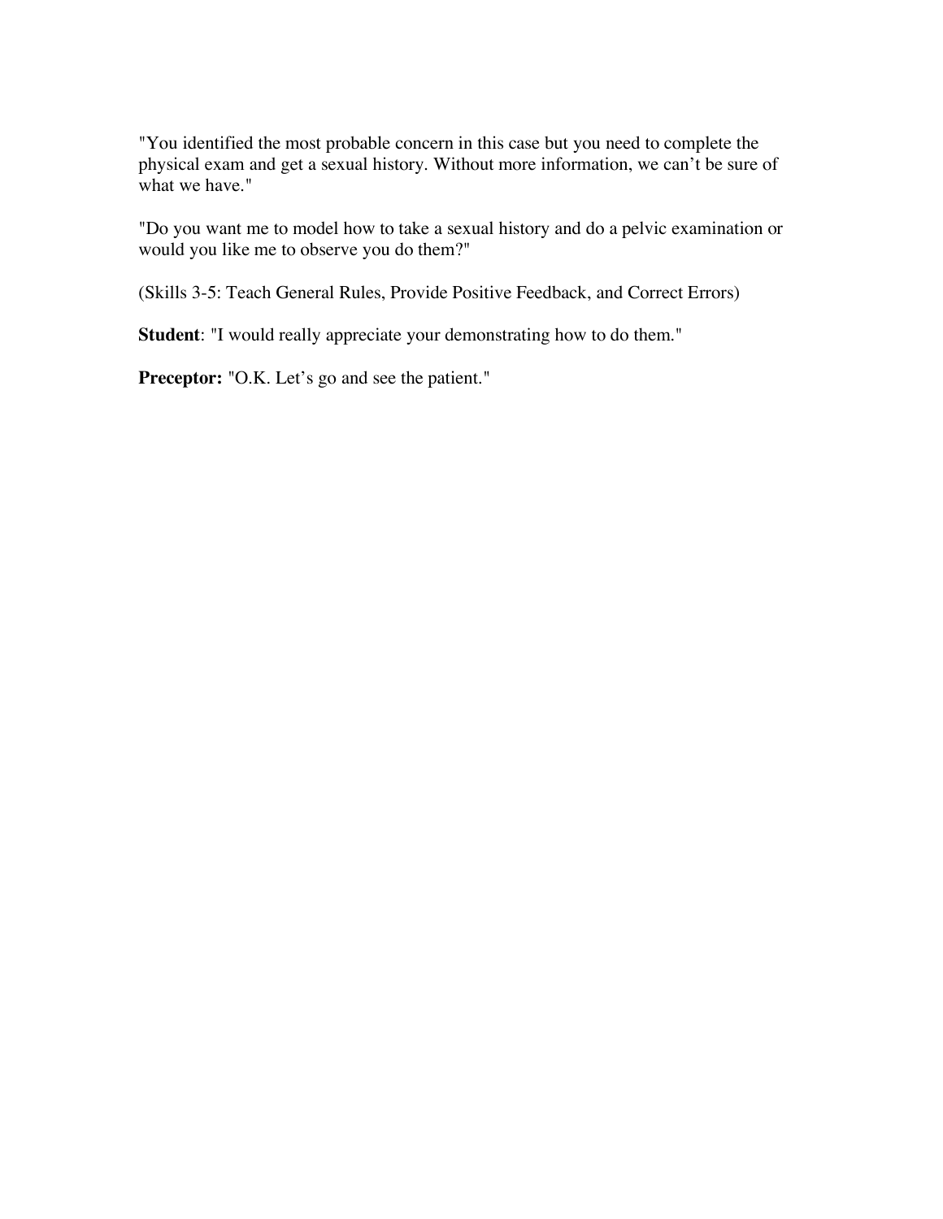"You identified the most probable concern in this case but you need to complete the physical exam and get a sexual history. Without more information, we can't be sure of what we have."

"Do you want me to model how to take a sexual history and do a pelvic examination or would you like me to observe you do them?"

(Skills 3-5: Teach General Rules, Provide Positive Feedback, and Correct Errors)

**Student**: "I would really appreciate your demonstrating how to do them."

**Preceptor:** "O.K. Let's go and see the patient."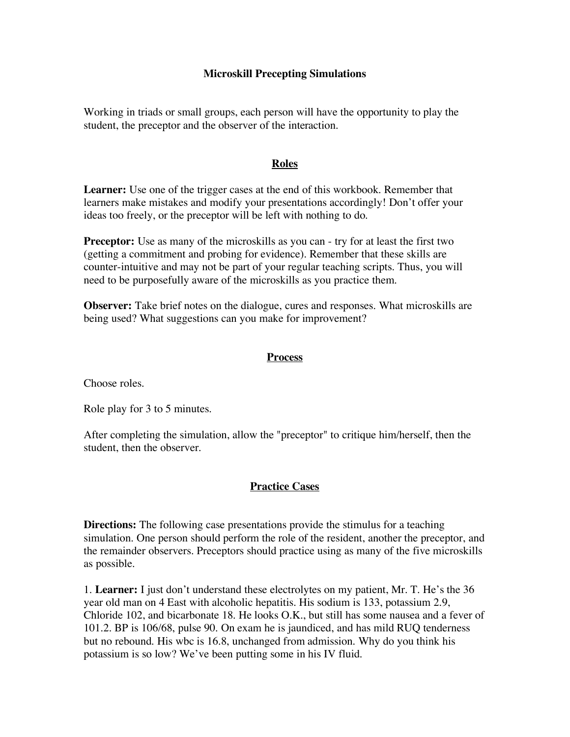# Microskill Precepting Simulations

Working in triads or small groups, each person will have the opportunity to play the student, the preceptor and the observer of the interaction.

## Roles

**Learner:** Use one of the trigger cases at the end of this workbook. Remember that learners make mistakes and modify your presentations accordingly! Don't offer your ideas too freely, or the preceptor will be left with nothing to do.

**Preceptor:** Use as many of the microskills as you can - try for at least the first two (getting a commitment and probing for evidence). Remember that these skills are counter-intuitive and may not be part of your regular teaching scripts. Thus, you will need to be purposefully aware of the microskills as you practice them.

**Observer:** Take brief notes on the dialogue, cures and responses. What microskills are being used? What suggestions can you make for improvement?

## Process

Choose roles.

Role play for 3 to 5 minutes.

After completing the simulation, allow the "preceptor" to critique him/herself, then the student, then the observer.

## Practice Cases

**Directions:** The following case presentations provide the stimulus for a teaching simulation. One person should perform the role of the resident, another the preceptor, and the remainder observers. Preceptors should practice using as many of the five microskills as possible.

1. **Learner:** I just don't understand these electrolytes on my patient, Mr. T. He's the 36 year old man on 4 East with alcoholic hepatitis. His sodium is 133, potassium 2.9, Chloride 102, and bicarbonate 18. He looks O.K., but still has some nausea and a fever of 101.2. BP is 106/68, pulse 90. On exam he is jaundiced, and has mild RUQ tenderness but no rebound. His wbc is 16.8, unchanged from admission. Why do you think his potassium is so low? We've been putting some in his IV fluid.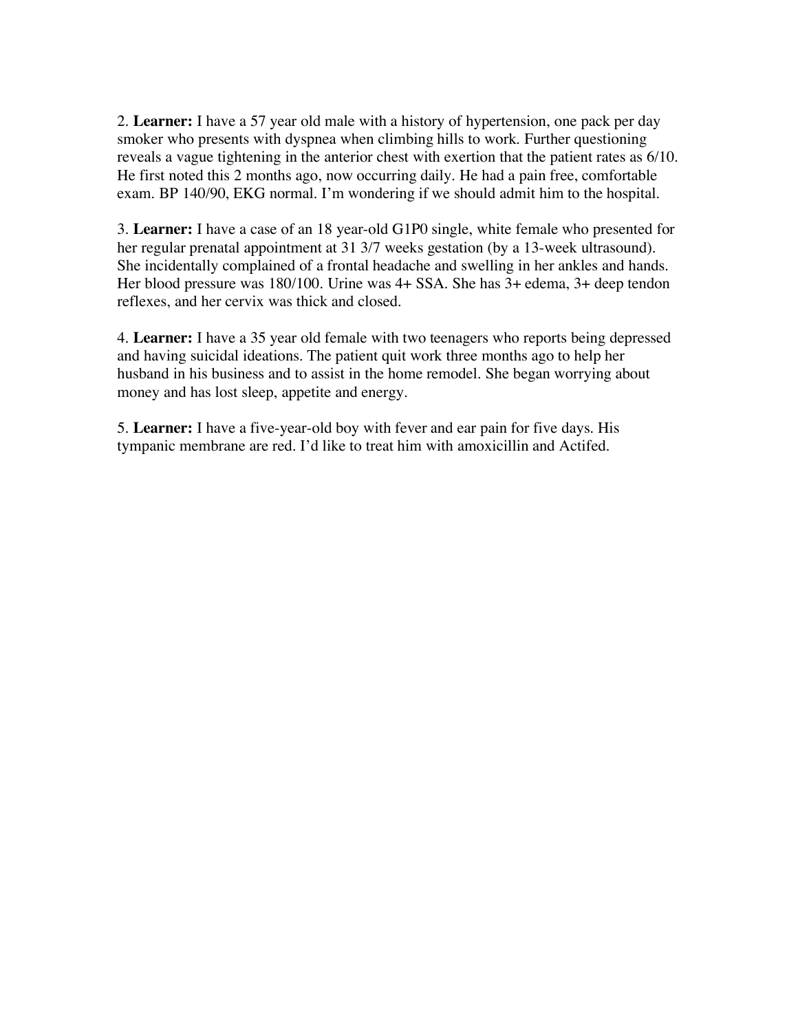2. **Learner:** I have a 57 year old male with a history of hypertension, one pack per day smoker who presents with dyspnea when climbing hills to work. Further questioning reveals a vague tightening in the anterior chest with exertion that the patient rates as 6/10. He first noted this 2 months ago, now occurring daily. He had a pain free, comfortable exam. BP 140/90, EKG normal. I'm wondering if we should admit him to the hospital.

3. **Learner:** I have a case of an 18 year-old G1P0 single, white female who presented for her regular prenatal appointment at 31 3/7 weeks gestation (by a 13-week ultrasound). She incidentally complained of a frontal headache and swelling in her ankles and hands. Her blood pressure was 180/100. Urine was 4+ SSA. She has 3+ edema, 3+ deep tendon reflexes, and her cervix was thick and closed.

4. **Learner:** I have a 35 year old female with two teenagers who reports being depressed and having suicidal ideations. The patient quit work three months ago to help her husband in his business and to assist in the home remodel. She began worrying about money and has lost sleep, appetite and energy.

5. **Learner:** I have a five-year-old boy with fever and ear pain for five days. His tympanic membrane are red. I'd like to treat him with amoxicillin and Actifed.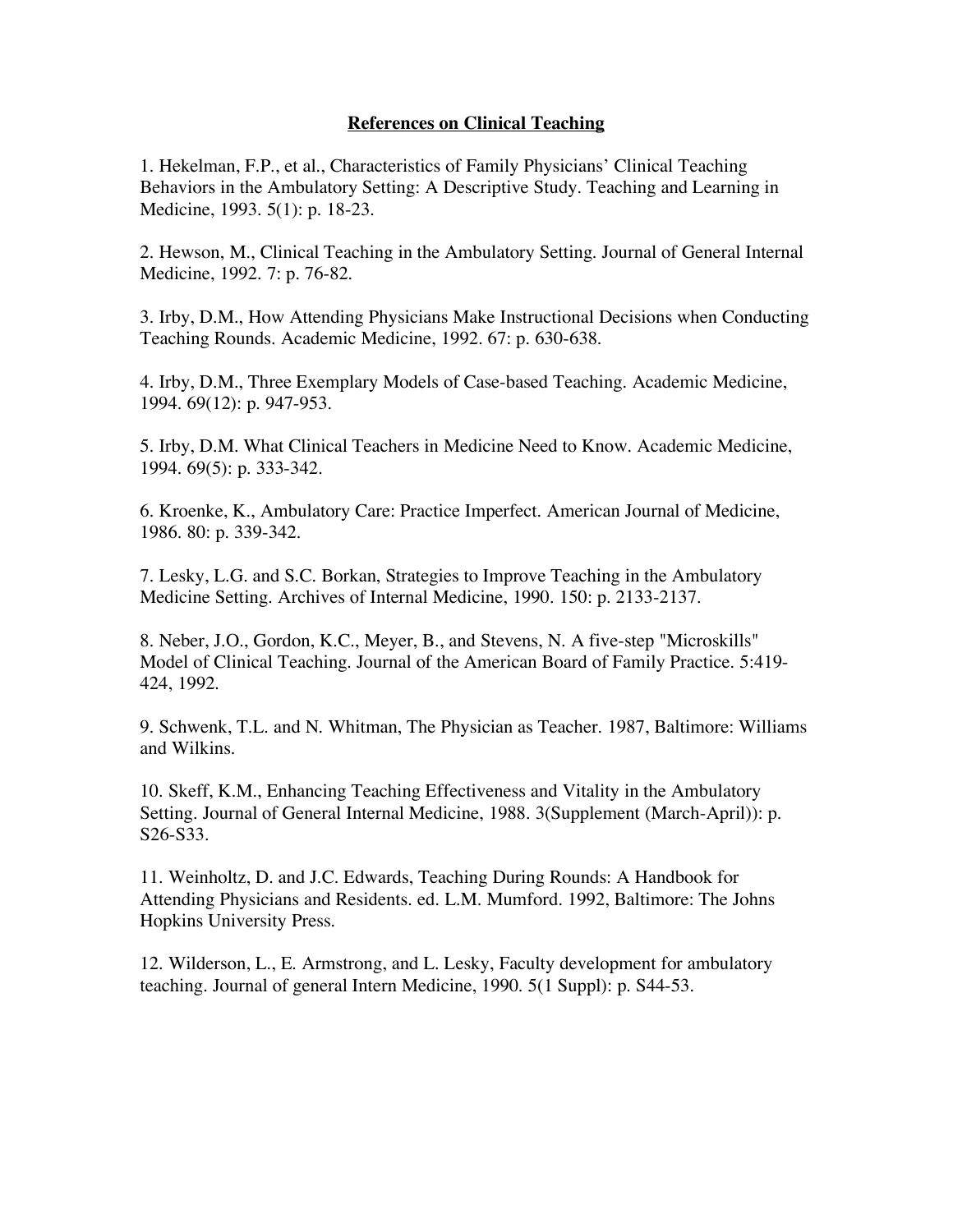## References on Clinical Teaching

1. Hekelman, F.P., et al., Characteristics of Family Physicians' Clinical Teaching Behaviors in the Ambulatory Setting: A Descriptive Study. Teaching and Learning in Medicine, 1993. 5(1): p. 18-23.

2. Hewson, M., Clinical Teaching in the Ambulatory Setting. Journal of General Internal Medicine, 1992. 7: p. 76-82.

3. Irby, D.M., How Attending Physicians Make Instructional Decisions when Conducting Teaching Rounds. Academic Medicine, 1992. 67: p. 630-638.

4. Irby, D.M., Three Exemplary Models of Case-based Teaching. Academic Medicine, 1994. 69(12): p. 947-953.

5. Irby, D.M. What Clinical Teachers in Medicine Need to Know. Academic Medicine, 1994. 69(5): p. 333-342.

6. Kroenke, K., Ambulatory Care: Practice Imperfect. American Journal of Medicine, 1986. 80: p. 339-342.

7. Lesky, L.G. and S.C. Borkan, Strategies to Improve Teaching in the Ambulatory Medicine Setting. Archives of Internal Medicine, 1990. 150: p. 2133-2137.

8. Neber, J.O., Gordon, K.C., Meyer, B., and Stevens, N. A five-step "Microskills" Model of Clinical Teaching. Journal of the American Board of Family Practice. 5:419-424, 1992.

9. Schwenk, T.L. and N. Whitman, The Physician as Teacher. 1987, Baltimore: Williams and Wilkins.

10. Skeff, K.M., Enhancing Teaching Effectiveness and Vitality in the Ambulatory Setting. Journal of General Internal Medicine, 1988. 3(Supplement (March-April)): p. S26-S33.

11. Weinholtz, D. and J.C. Edwards, Teaching During Rounds: A Handbook for Attending Physicians and Residents. ed. L.M. Mumford. 1992, Baltimore: The Johns Hopkins University Press.

12. Wilderson, L., E. Armstrong, and L. Lesky, Faculty development for ambulatory teaching. Journal of general Intern Medicine, 1990. 5(1 Suppl): p. S44-53.